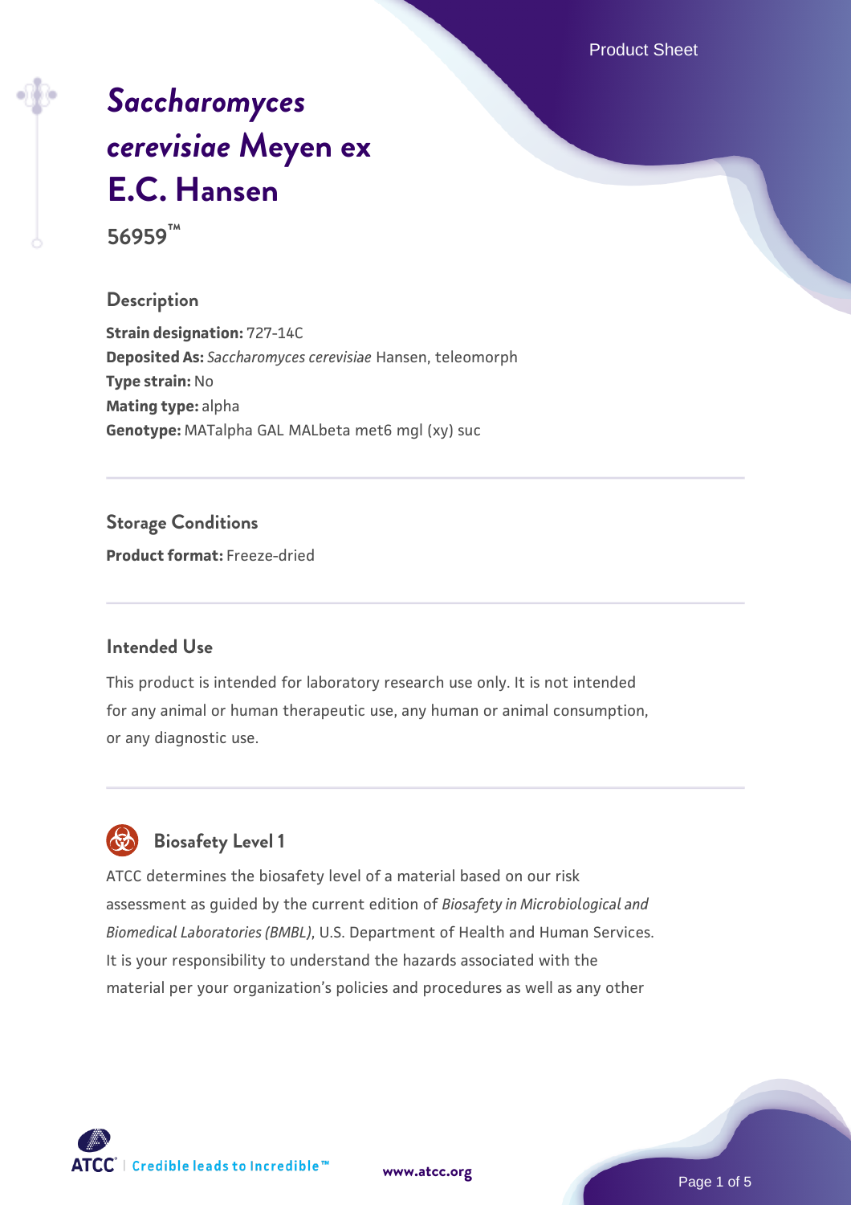# *Saccharomyces cerevisiae* Meyen ex E.C. Hansen

**56959™**

## Description

**Strain designation:** 727-14C
**Deposited As:** *Saccharomyces cerevisiae* Hansen, teleomorph
**Type strain:** No
**Mating type:** alpha
**Genotype:** MATalpha GAL MALbeta met6 mgl (xy) suc

## Storage Conditions

**Product format:** Freeze-dried

## Intended Use

This product is intended for laboratory research use only. It is not intended for any animal or human therapeutic use, any human or animal consumption, or any diagnostic use.

## Biosafety Level 1

ATCC determines the biosafety level of a material based on our risk assessment as guided by the current edition of *Biosafety in Microbiological and Biomedical Laboratories (BMBL)*, U.S. Department of Health and Human Services. It is your responsibility to understand the hazards associated with the material per your organization's policies and procedures as well as any other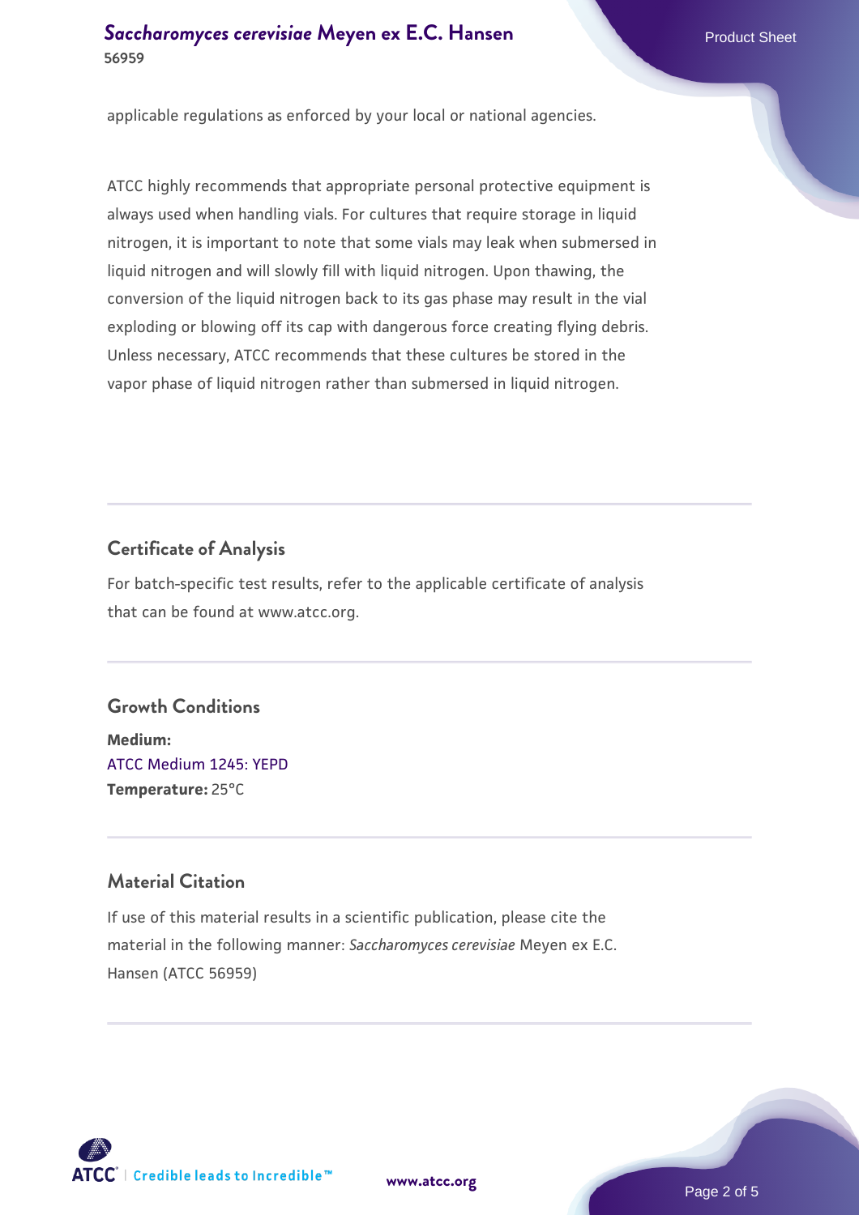applicable regulations as enforced by your local or national agencies.

ATCC highly recommends that appropriate personal protective equipment is always used when handling vials. For cultures that require storage in liquid nitrogen, it is important to note that some vials may leak when submersed in liquid nitrogen and will slowly fill with liquid nitrogen. Upon thawing, the conversion of the liquid nitrogen back to its gas phase may result in the vial exploding or blowing off its cap with dangerous force creating flying debris. Unless necessary, ATCC recommends that these cultures be stored in the vapor phase of liquid nitrogen rather than submersed in liquid nitrogen.

## Certificate of Analysis

For batch-specific test results, refer to the applicable certificate of analysis that can be found at www.atcc.org.

## Growth Conditions

**Medium:**
ATCC Medium 1245: YEPD
**Temperature:** 25°C

## Material Citation

If use of this material results in a scientific publication, please cite the material in the following manner: *Saccharomyces cerevisiae* Meyen ex E.C. Hansen (ATCC 56959)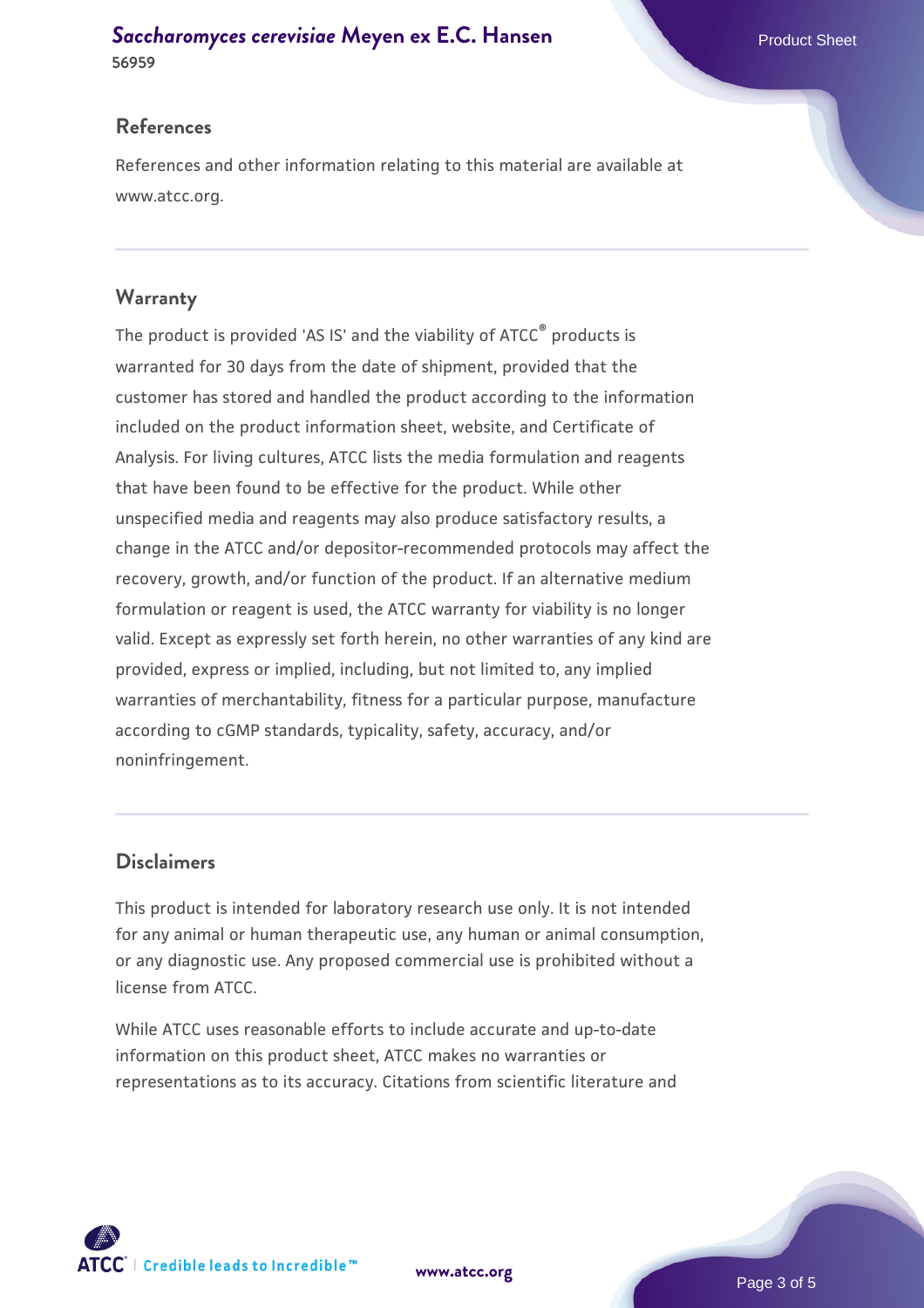## References

References and other information relating to this material are available at www.atcc.org.

## Warranty

The product is provided 'AS IS' and the viability of ATCC® products is warranted for 30 days from the date of shipment, provided that the customer has stored and handled the product according to the information included on the product information sheet, website, and Certificate of Analysis. For living cultures, ATCC lists the media formulation and reagents that have been found to be effective for the product. While other unspecified media and reagents may also produce satisfactory results, a change in the ATCC and/or depositor-recommended protocols may affect the recovery, growth, and/or function of the product. If an alternative medium formulation or reagent is used, the ATCC warranty for viability is no longer valid. Except as expressly set forth herein, no other warranties of any kind are provided, express or implied, including, but not limited to, any implied warranties of merchantability, fitness for a particular purpose, manufacture according to cGMP standards, typicality, safety, accuracy, and/or noninfringement.

## Disclaimers

This product is intended for laboratory research use only. It is not intended for any animal or human therapeutic use, any human or animal consumption, or any diagnostic use. Any proposed commercial use is prohibited without a license from ATCC.

While ATCC uses reasonable efforts to include accurate and up-to-date information on this product sheet, ATCC makes no warranties or representations as to its accuracy. Citations from scientific literature and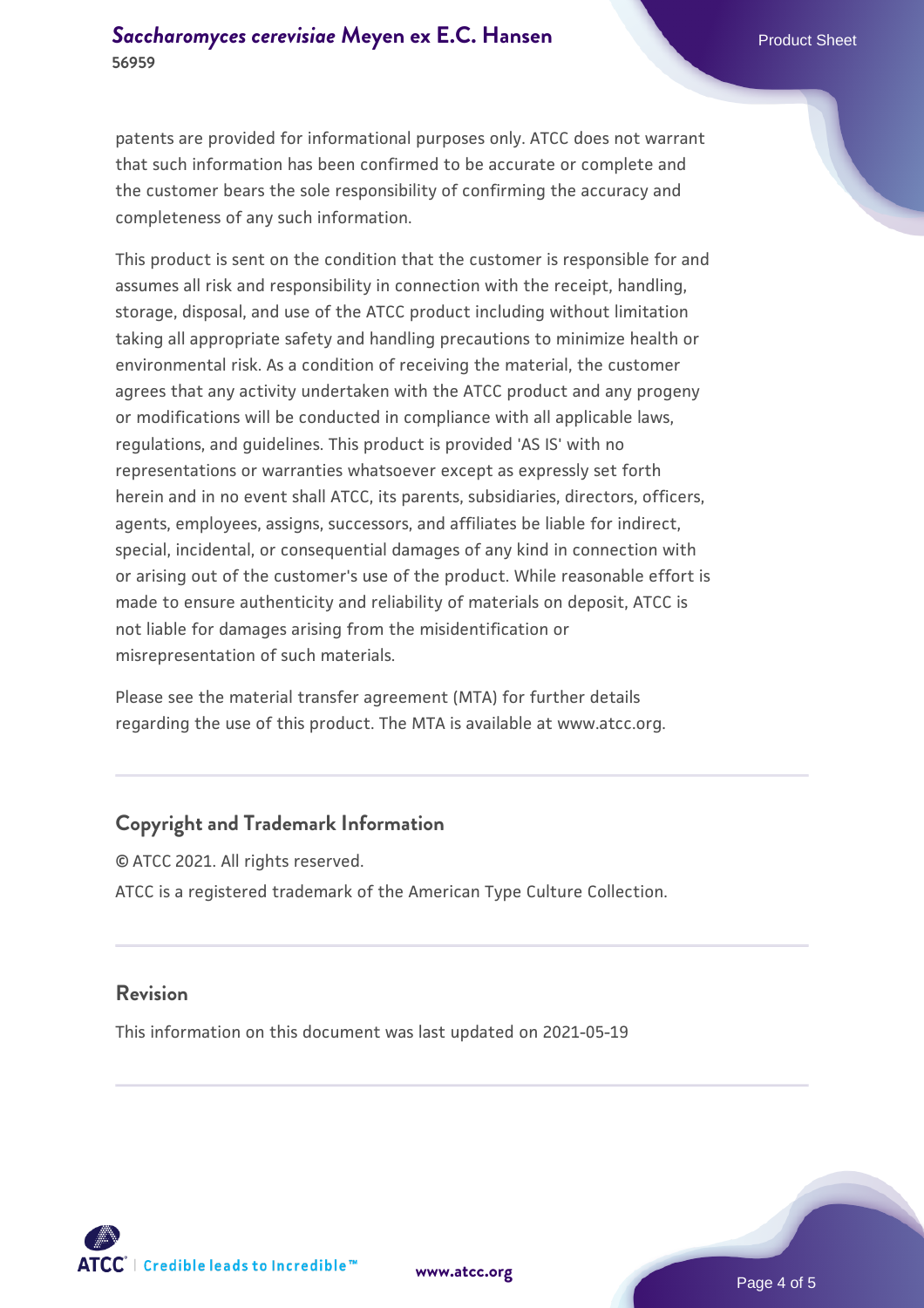patents are provided for informational purposes only. ATCC does not warrant that such information has been confirmed to be accurate or complete and the customer bears the sole responsibility of confirming the accuracy and completeness of any such information.

This product is sent on the condition that the customer is responsible for and assumes all risk and responsibility in connection with the receipt, handling, storage, disposal, and use of the ATCC product including without limitation taking all appropriate safety and handling precautions to minimize health or environmental risk. As a condition of receiving the material, the customer agrees that any activity undertaken with the ATCC product and any progeny or modifications will be conducted in compliance with all applicable laws, regulations, and guidelines. This product is provided 'AS IS' with no representations or warranties whatsoever except as expressly set forth herein and in no event shall ATCC, its parents, subsidiaries, directors, officers, agents, employees, assigns, successors, and affiliates be liable for indirect, special, incidental, or consequential damages of any kind in connection with or arising out of the customer's use of the product. While reasonable effort is made to ensure authenticity and reliability of materials on deposit, ATCC is not liable for damages arising from the misidentification or misrepresentation of such materials.

Please see the material transfer agreement (MTA) for further details regarding the use of this product. The MTA is available at www.atcc.org.

## Copyright and Trademark Information

© ATCC 2021. All rights reserved.

ATCC is a registered trademark of the American Type Culture Collection.

## Revision

This information on this document was last updated on 2021-05-19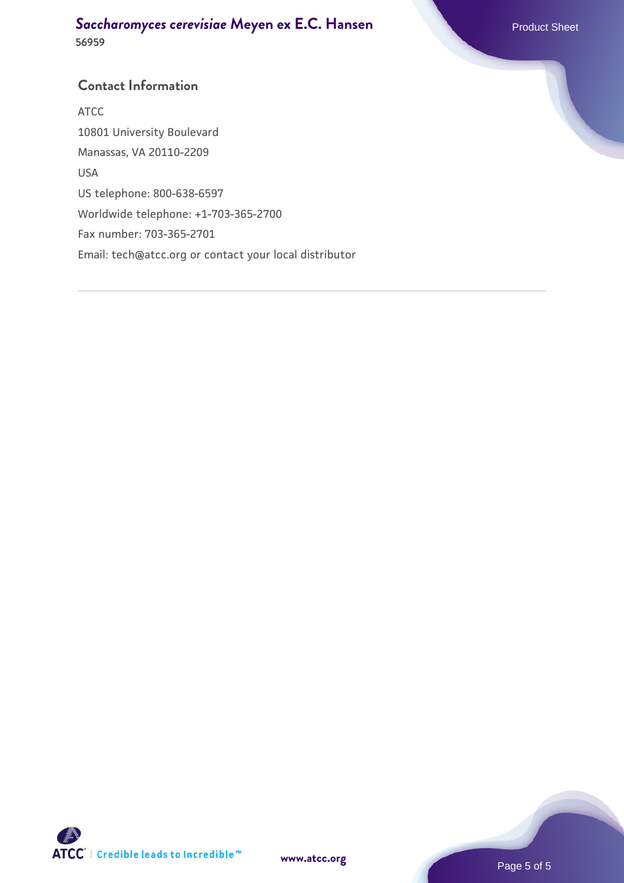## Contact Information

ATCC

10801 University Boulevard

Manassas, VA 20110-2209

USA

US telephone: 800-638-6597

Worldwide telephone: +1-703-365-2700

Fax number: 703-365-2701

Email: tech@atcc.org or contact your local distributor